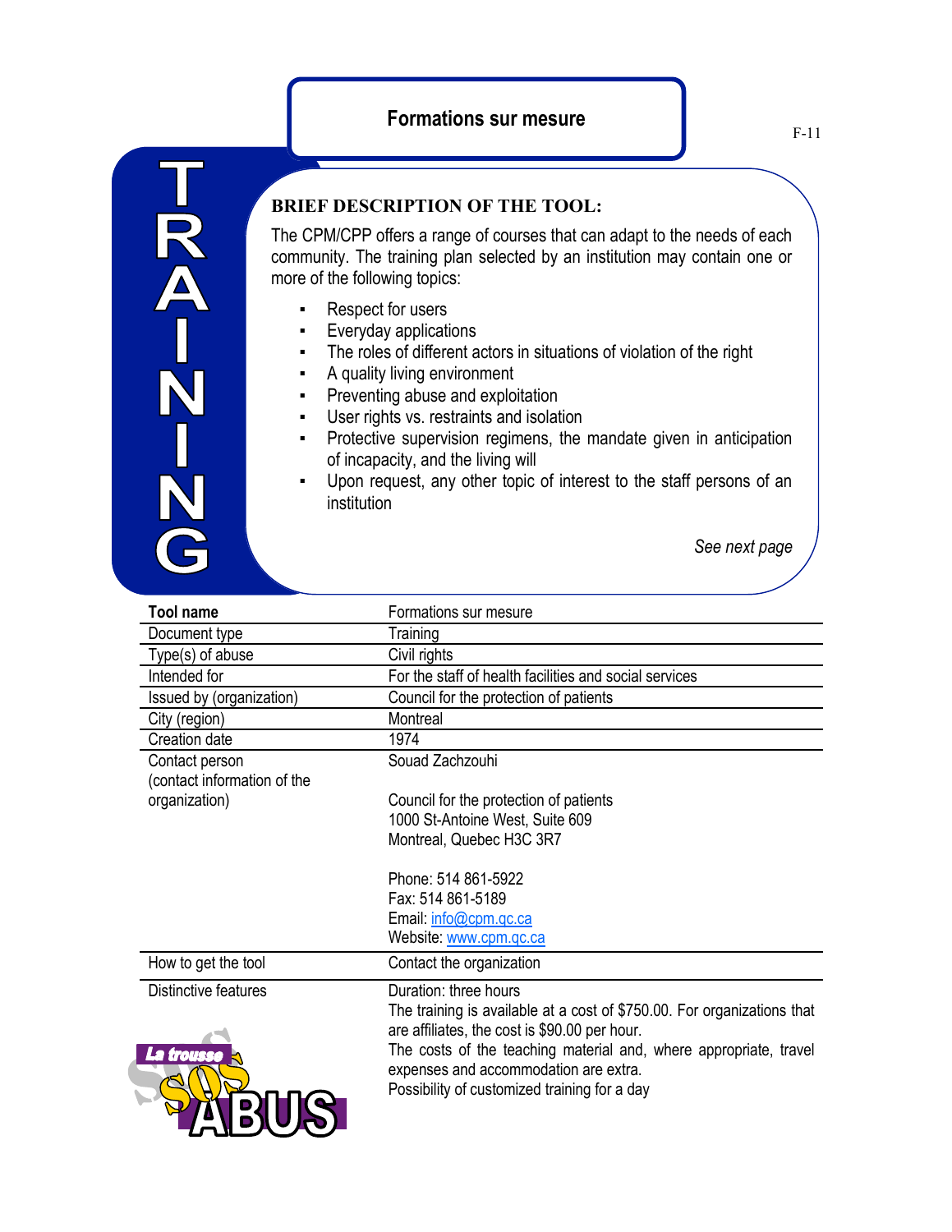# Formations sur mesure

F-11

TRAINING

## BRIEF DESCRIPTION OF THE TOOL:

The CPM/CPP offers a range of courses that can adapt to the needs of each community. The training plan selected by an institution may contain one or more of the following topics:

- Respect for users
- Everyday applications
- The roles of different actors in situations of violation of the right
- A quality living environment
- Preventing abuse and exploitation
- User rights vs. restraints and isolation
- Protective supervision regimens, the mandate given in anticipation of incapacity, and the living will
- Upon request, any other topic of interest to the staff persons of an institution

*See next page*

| **Tool name** | Formations sur mesure |
|---|---|
| Document type | Training |
| Type(s) of abuse | Civil rights |
| Intended for | For the staff of health facilities and social services |
| Issued by (organization) | Council for the protection of patients |
| City (region) | Montreal |
| Creation date | 1974 |
| Contact person (contact information of the organization) | Souad Zachzouhi<br><br>Council for the protection of patients<br>1000 St-Antoine West, Suite 609<br>Montreal, Quebec H3C 3R7<br><br>Phone: 514 861-5922<br>Fax: 514 861-5189<br>Email: info@cpm.qc.ca<br>Website: www.cpm.qc.ca |
| How to get the tool | Contact the organization |
| Distinctive features | Duration: three hours<br>The training is available at a cost of $750.00. For organizations that are affiliates, the cost is $90.00 per hour.<br>The costs of the teaching material and, where appropriate, travel expenses and accommodation are extra.<br>Possibility of customized training for a day |

La trousse SOS ABUS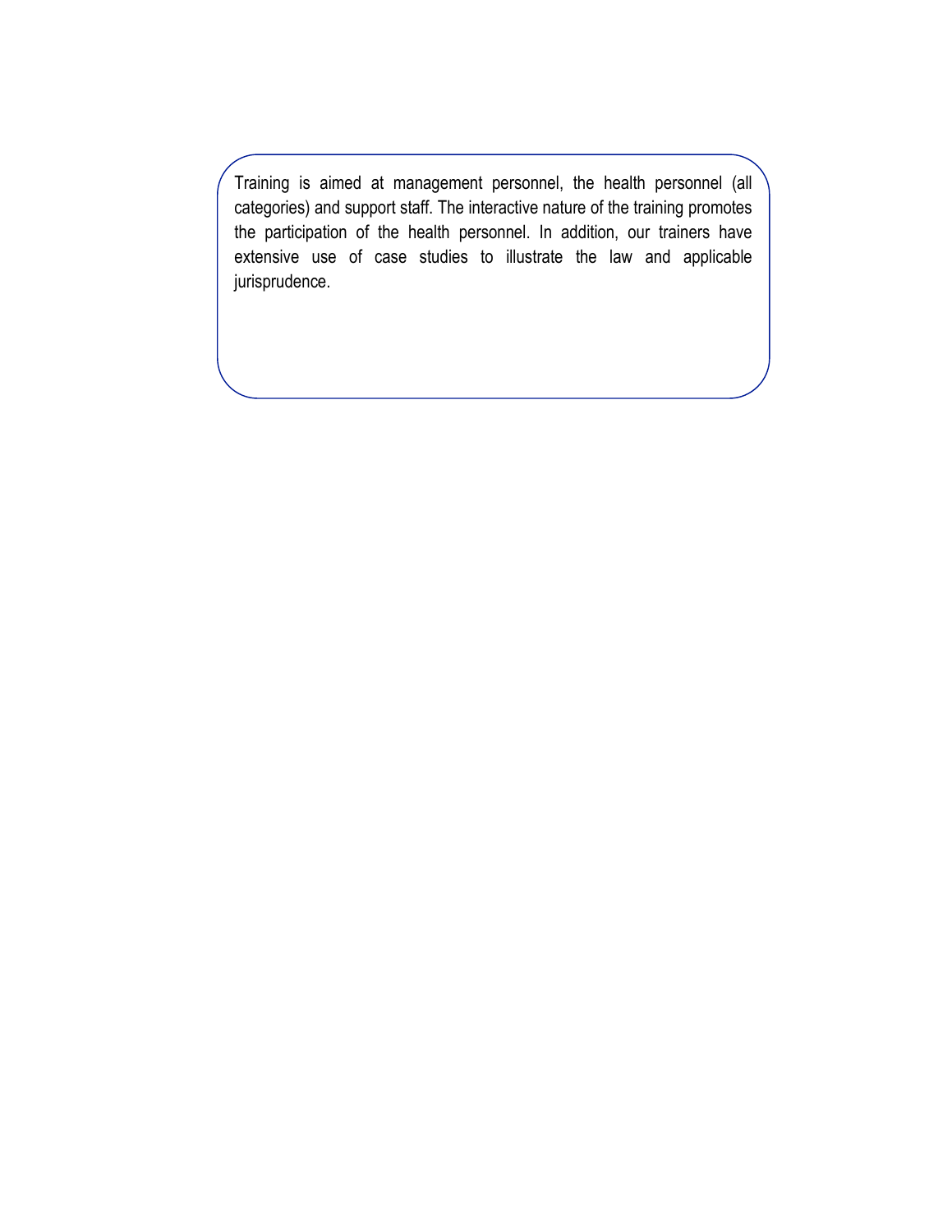Training is aimed at management personnel, the health personnel (all categories) and support staff. The interactive nature of the training promotes the participation of the health personnel. In addition, our trainers have extensive use of case studies to illustrate the law and applicable jurisprudence.